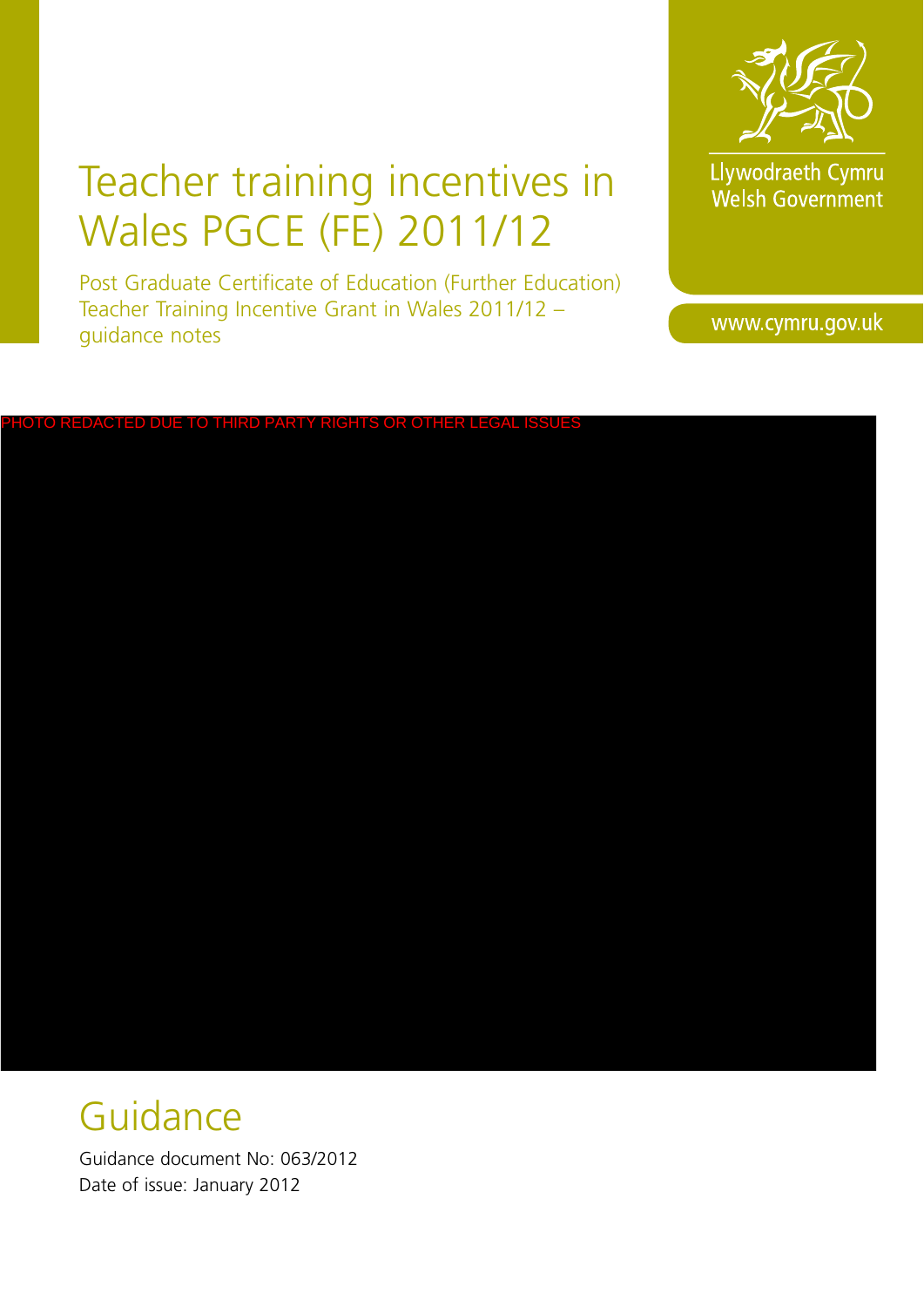# Teacher training incentives in Wales PGCE (FE) 2011/12

Post Graduate Certificate of Education (Further Education) Teacher Training Incentive Grant in Wales 2011/12 – guidance notes

Llywodraeth Cymru
Welsh Government

www.cymru.gov.uk

PHOTO REDACTED DUE TO THIRD PARTY RIGHTS OR OTHER LEGAL ISSUES

## Guidance

Guidance document No: 063/2012
Date of issue: January 2012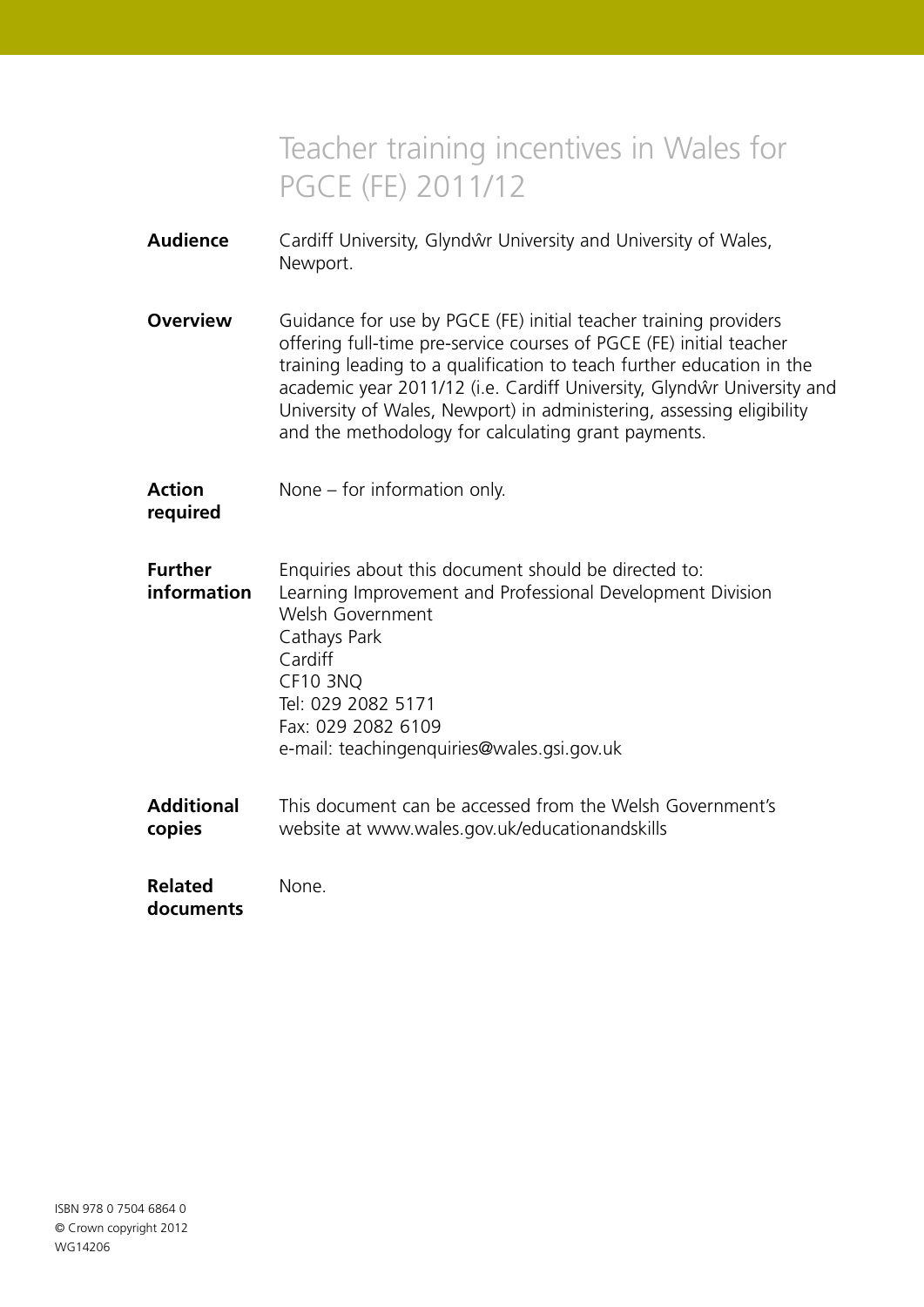# Teacher training incentives in Wales for PGCE (FE) 2011/12

| | |
|---|---|
| **Audience** | Cardiff University, Glyndŵr University and University of Wales, Newport. |
| **Overview** | Guidance for use by PGCE (FE) initial teacher training providers offering full-time pre-service courses of PGCE (FE) initial teacher training leading to a qualification to teach further education in the academic year 2011/12 (i.e. Cardiff University, Glyndŵr University and University of Wales, Newport) in administering, assessing eligibility and the methodology for calculating grant payments. |
| **Action required** | None – for information only. |
| **Further information** | Enquiries about this document should be directed to:<br>Learning Improvement and Professional Development Division<br>Welsh Government<br>Cathays Park<br>Cardiff<br>CF10 3NQ<br>Tel: 029 2082 5171<br>Fax: 029 2082 6109<br>e-mail: teachingenquiries@wales.gsi.gov.uk |
| **Additional copies** | This document can be accessed from the Welsh Government's website at www.wales.gov.uk/educationandskills |
| **Related documents** | None. |

ISBN 978 0 7504 6864 0
© Crown copyright 2012
WG14206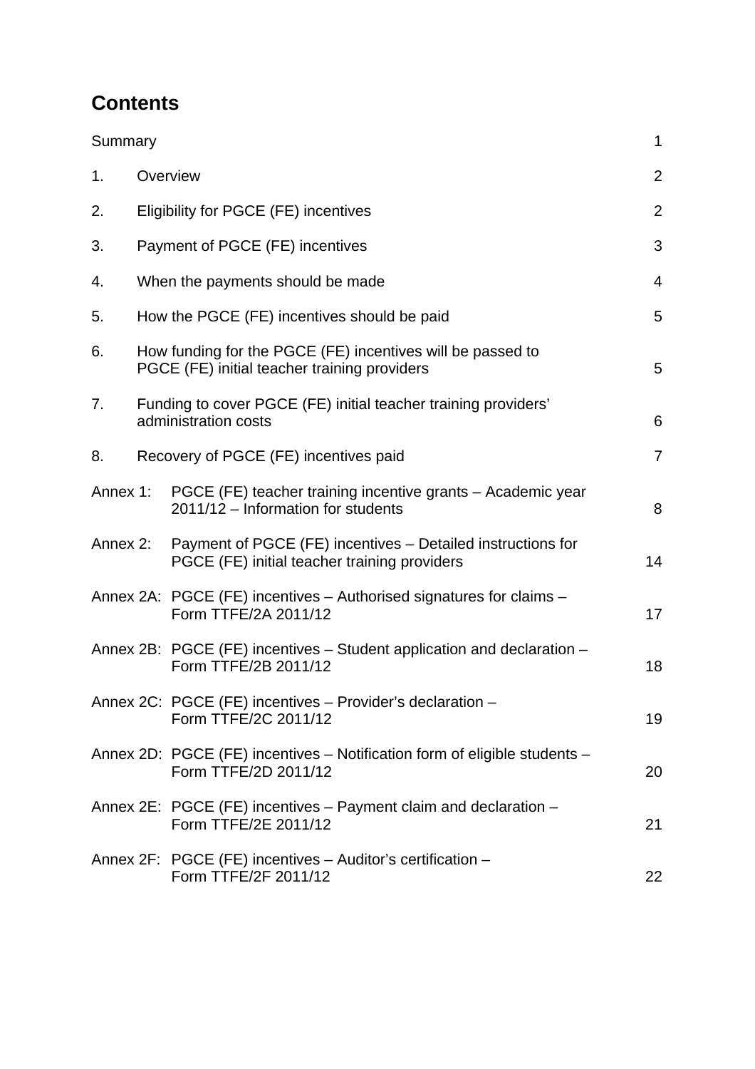## Contents

| | | |
|---|---|---|
| Summary | | 1 |
| 1. | Overview | 2 |
| 2. | Eligibility for PGCE (FE) incentives | 2 |
| 3. | Payment of PGCE (FE) incentives | 3 |
| 4. | When the payments should be made | 4 |
| 5. | How the PGCE (FE) incentives should be paid | 5 |
| 6. | How funding for the PGCE (FE) incentives will be passed to PGCE (FE) initial teacher training providers | 5 |
| 7. | Funding to cover PGCE (FE) initial teacher training providers' administration costs | 6 |
| 8. | Recovery of PGCE (FE) incentives paid | 7 |
| Annex 1: | PGCE (FE) teacher training incentive grants – Academic year 2011/12 – Information for students | 8 |
| Annex 2: | Payment of PGCE (FE) incentives – Detailed instructions for PGCE (FE) initial teacher training providers | 14 |
| Annex 2A: | PGCE (FE) incentives – Authorised signatures for claims – Form TTFE/2A 2011/12 | 17 |
| Annex 2B: | PGCE (FE) incentives – Student application and declaration – Form TTFE/2B 2011/12 | 18 |
| Annex 2C: | PGCE (FE) incentives – Provider's declaration – Form TTFE/2C 2011/12 | 19 |
| Annex 2D: | PGCE (FE) incentives – Notification form of eligible students – Form TTFE/2D 2011/12 | 20 |
| Annex 2E: | PGCE (FE) incentives – Payment claim and declaration – Form TTFE/2E 2011/12 | 21 |
| Annex 2F: | PGCE (FE) incentives – Auditor's certification – Form TTFE/2F 2011/12 | 22 |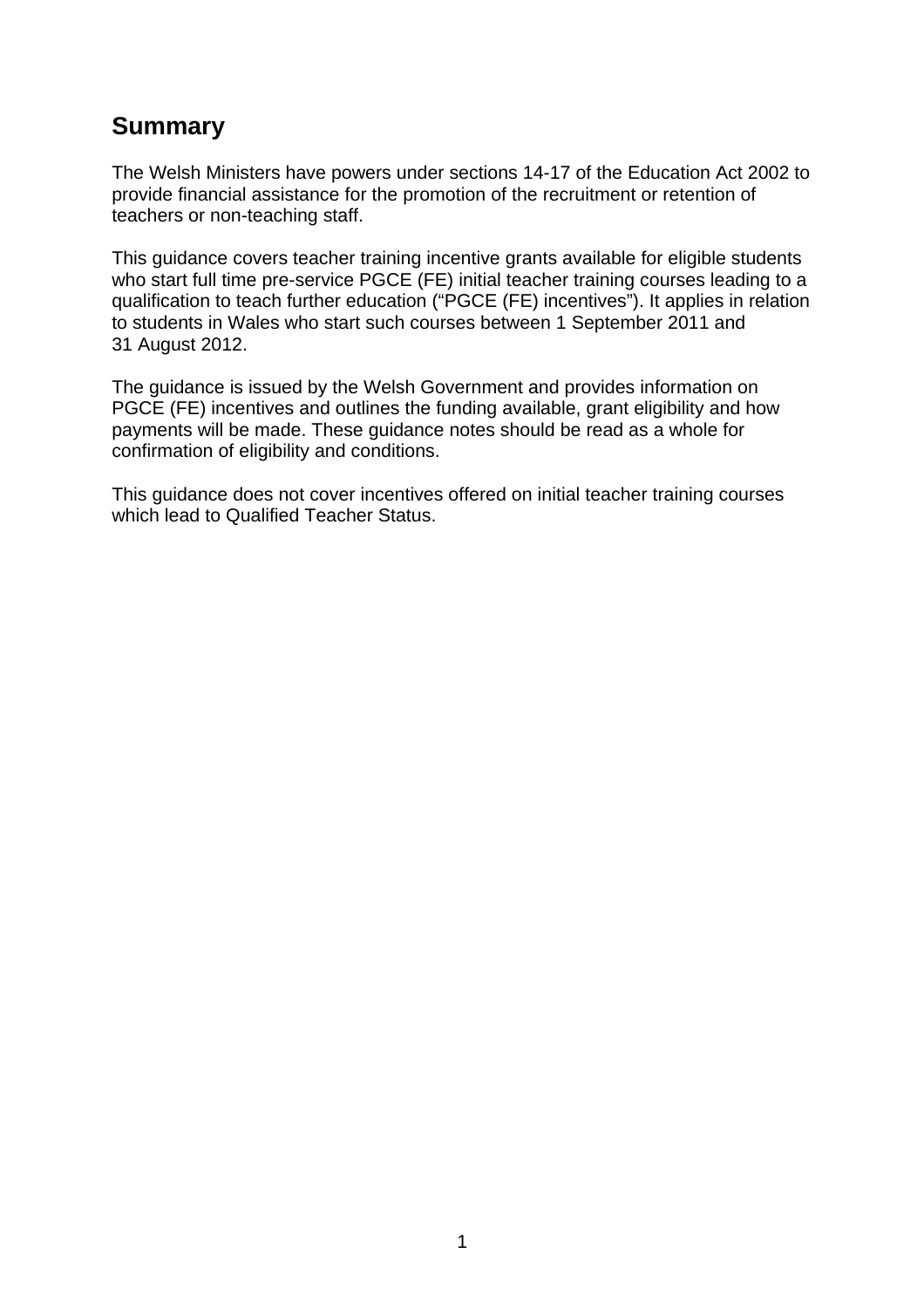## Summary

The Welsh Ministers have powers under sections 14-17 of the Education Act 2002 to provide financial assistance for the promotion of the recruitment or retention of teachers or non-teaching staff.

This guidance covers teacher training incentive grants available for eligible students who start full time pre-service PGCE (FE) initial teacher training courses leading to a qualification to teach further education ("PGCE (FE) incentives"). It applies in relation to students in Wales who start such courses between 1 September 2011 and 31 August 2012.

The guidance is issued by the Welsh Government and provides information on PGCE (FE) incentives and outlines the funding available, grant eligibility and how payments will be made. These guidance notes should be read as a whole for confirmation of eligibility and conditions.

This guidance does not cover incentives offered on initial teacher training courses which lead to Qualified Teacher Status.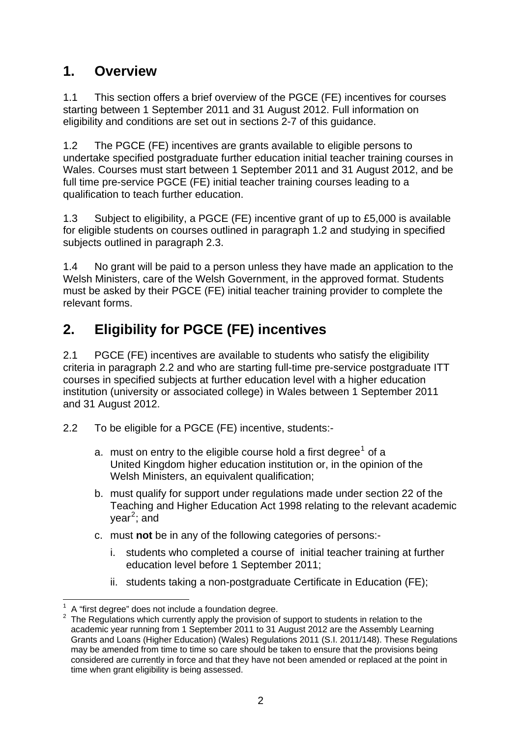## 1. Overview

1.1 This section offers a brief overview of the PGCE (FE) incentives for courses starting between 1 September 2011 and 31 August 2012. Full information on eligibility and conditions are set out in sections 2-7 of this guidance.

1.2 The PGCE (FE) incentives are grants available to eligible persons to undertake specified postgraduate further education initial teacher training courses in Wales. Courses must start between 1 September 2011 and 31 August 2012, and be full time pre-service PGCE (FE) initial teacher training courses leading to a qualification to teach further education.

1.3 Subject to eligibility, a PGCE (FE) incentive grant of up to £5,000 is available for eligible students on courses outlined in paragraph 1.2 and studying in specified subjects outlined in paragraph 2.3.

1.4 No grant will be paid to a person unless they have made an application to the Welsh Ministers, care of the Welsh Government, in the approved format. Students must be asked by their PGCE (FE) initial teacher training provider to complete the relevant forms.

## 2. Eligibility for PGCE (FE) incentives

2.1 PGCE (FE) incentives are available to students who satisfy the eligibility criteria in paragraph 2.2 and who are starting full-time pre-service postgraduate ITT courses in specified subjects at further education level with a higher education institution (university or associated college) in Wales between 1 September 2011 and 31 August 2012.

2.2 To be eligible for a PGCE (FE) incentive, students:-

a. must on entry to the eligible course hold a first degree[1] of a United Kingdom higher education institution or, in the opinion of the Welsh Ministers, an equivalent qualification;

b. must qualify for support under regulations made under section 22 of the Teaching and Higher Education Act 1998 relating to the relevant academic year[2]; and

c. must **not** be in any of the following categories of persons:-

   i. students who completed a course of initial teacher training at further education level before 1 September 2011;

   ii. students taking a non-postgraduate Certificate in Education (FE);

---

[1] A "first degree" does not include a foundation degree.

[2] The Regulations which currently apply the provision of support to students in relation to the academic year running from 1 September 2011 to 31 August 2012 are the Assembly Learning Grants and Loans (Higher Education) (Wales) Regulations 2011 (S.I. 2011/148). These Regulations may be amended from time to time so care should be taken to ensure that the provisions being considered are currently in force and that they have not been amended or replaced at the point in time when grant eligibility is being assessed.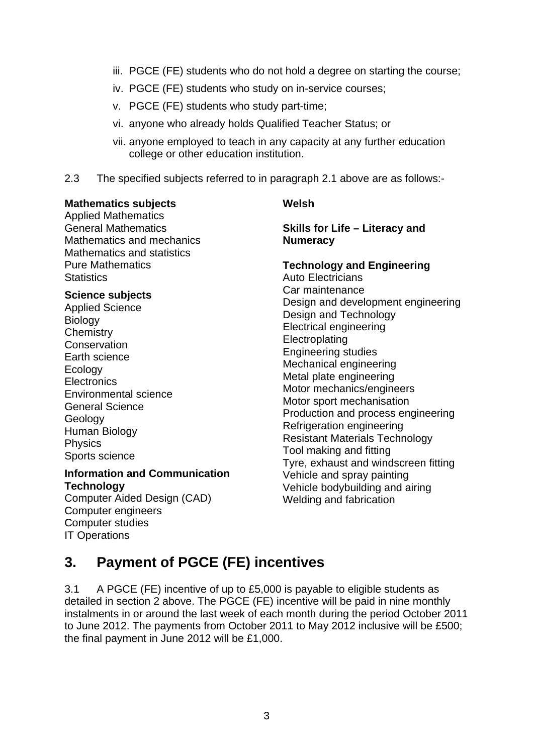iii. PGCE (FE) students who do not hold a degree on starting the course;

iv. PGCE (FE) students who study on in-service courses;

v. PGCE (FE) students who study part-time;

vi. anyone who already holds Qualified Teacher Status; or

vii. anyone employed to teach in any capacity at any further education college or other education institution.

2.3 The specified subjects referred to in paragraph 2.1 above are as follows:-

**Mathematics subjects**
Applied Mathematics
General Mathematics
Mathematics and mechanics
Mathematics and statistics
Pure Mathematics
Statistics

**Science subjects**
Applied Science
Biology
Chemistry
Conservation
Earth science
Ecology
Electronics
Environmental science
General Science
Geology
Human Biology
Physics
Sports science

**Information and Communication Technology**
Computer Aided Design (CAD)
Computer engineers
Computer studies
IT Operations

**Welsh**

**Skills for Life – Literacy and Numeracy**

**Technology and Engineering**
Auto Electricians
Car maintenance
Design and development engineering
Design and Technology
Electrical engineering
Electroplating
Engineering studies
Mechanical engineering
Metal plate engineering
Motor mechanics/engineers
Motor sport mechanisation
Production and process engineering
Refrigeration engineering
Resistant Materials Technology
Tool making and fitting
Tyre, exhaust and windscreen fitting
Vehicle and spray painting
Vehicle bodybuilding and airing
Welding and fabrication

## 3. Payment of PGCE (FE) incentives

3.1 A PGCE (FE) incentive of up to £5,000 is payable to eligible students as detailed in section 2 above. The PGCE (FE) incentive will be paid in nine monthly instalments in or around the last week of each month during the period October 2011 to June 2012. The payments from October 2011 to May 2012 inclusive will be £500; the final payment in June 2012 will be £1,000.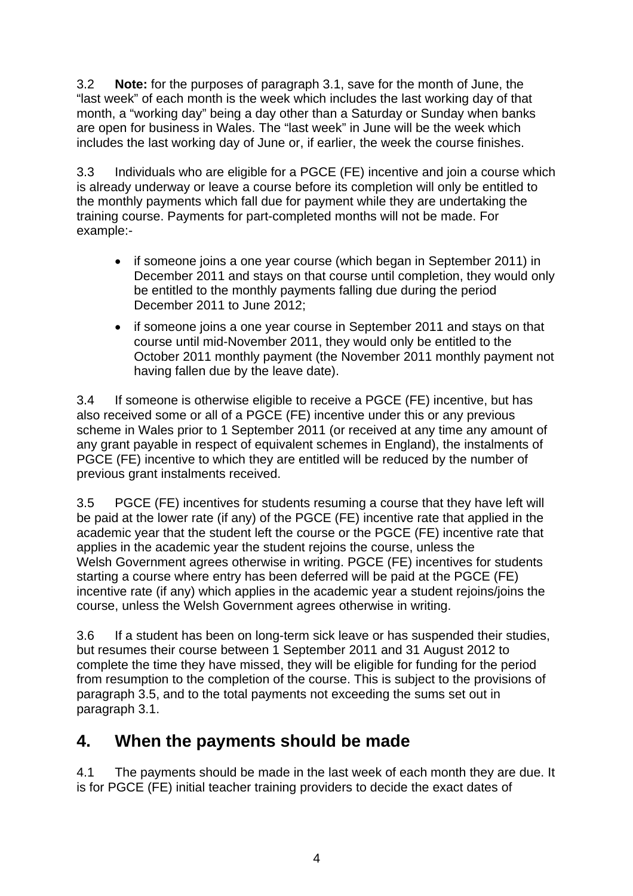3.2 **Note:** for the purposes of paragraph 3.1, save for the month of June, the "last week" of each month is the week which includes the last working day of that month, a "working day" being a day other than a Saturday or Sunday when banks are open for business in Wales. The "last week" in June will be the week which includes the last working day of June or, if earlier, the week the course finishes.

3.3 Individuals who are eligible for a PGCE (FE) incentive and join a course which is already underway or leave a course before its completion will only be entitled to the monthly payments which fall due for payment while they are undertaking the training course. Payments for part-completed months will not be made. For example:-

- if someone joins a one year course (which began in September 2011) in December 2011 and stays on that course until completion, they would only be entitled to the monthly payments falling due during the period December 2011 to June 2012;
- if someone joins a one year course in September 2011 and stays on that course until mid-November 2011, they would only be entitled to the October 2011 monthly payment (the November 2011 monthly payment not having fallen due by the leave date).

3.4 If someone is otherwise eligible to receive a PGCE (FE) incentive, but has also received some or all of a PGCE (FE) incentive under this or any previous scheme in Wales prior to 1 September 2011 (or received at any time any amount of any grant payable in respect of equivalent schemes in England), the instalments of PGCE (FE) incentive to which they are entitled will be reduced by the number of previous grant instalments received.

3.5 PGCE (FE) incentives for students resuming a course that they have left will be paid at the lower rate (if any) of the PGCE (FE) incentive rate that applied in the academic year that the student left the course or the PGCE (FE) incentive rate that applies in the academic year the student rejoins the course, unless the Welsh Government agrees otherwise in writing. PGCE (FE) incentives for students starting a course where entry has been deferred will be paid at the PGCE (FE) incentive rate (if any) which applies in the academic year a student rejoins/joins the course, unless the Welsh Government agrees otherwise in writing.

3.6 If a student has been on long-term sick leave or has suspended their studies, but resumes their course between 1 September 2011 and 31 August 2012 to complete the time they have missed, they will be eligible for funding for the period from resumption to the completion of the course. This is subject to the provisions of paragraph 3.5, and to the total payments not exceeding the sums set out in paragraph 3.1.

## 4. When the payments should be made

4.1 The payments should be made in the last week of each month they are due. It is for PGCE (FE) initial teacher training providers to decide the exact dates of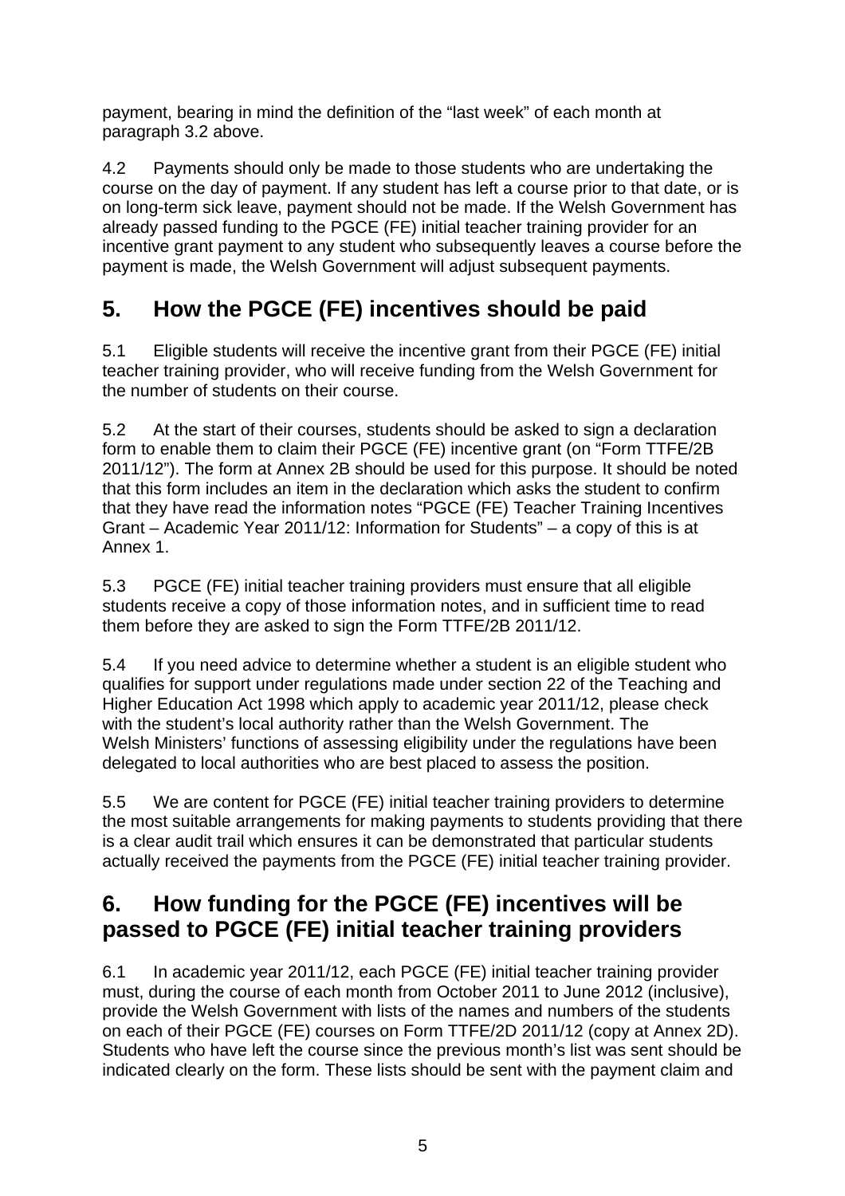payment, bearing in mind the definition of the "last week" of each month at paragraph 3.2 above.

4.2 Payments should only be made to those students who are undertaking the course on the day of payment. If any student has left a course prior to that date, or is on long-term sick leave, payment should not be made. If the Welsh Government has already passed funding to the PGCE (FE) initial teacher training provider for an incentive grant payment to any student who subsequently leaves a course before the payment is made, the Welsh Government will adjust subsequent payments.

## 5. How the PGCE (FE) incentives should be paid

5.1 Eligible students will receive the incentive grant from their PGCE (FE) initial teacher training provider, who will receive funding from the Welsh Government for the number of students on their course.

5.2 At the start of their courses, students should be asked to sign a declaration form to enable them to claim their PGCE (FE) incentive grant (on "Form TTFE/2B 2011/12"). The form at Annex 2B should be used for this purpose. It should be noted that this form includes an item in the declaration which asks the student to confirm that they have read the information notes "PGCE (FE) Teacher Training Incentives Grant – Academic Year 2011/12: Information for Students" – a copy of this is at Annex 1.

5.3 PGCE (FE) initial teacher training providers must ensure that all eligible students receive a copy of those information notes, and in sufficient time to read them before they are asked to sign the Form TTFE/2B 2011/12.

5.4 If you need advice to determine whether a student is an eligible student who qualifies for support under regulations made under section 22 of the Teaching and Higher Education Act 1998 which apply to academic year 2011/12, please check with the student's local authority rather than the Welsh Government. The Welsh Ministers' functions of assessing eligibility under the regulations have been delegated to local authorities who are best placed to assess the position.

5.5 We are content for PGCE (FE) initial teacher training providers to determine the most suitable arrangements for making payments to students providing that there is a clear audit trail which ensures it can be demonstrated that particular students actually received the payments from the PGCE (FE) initial teacher training provider.

## 6. How funding for the PGCE (FE) incentives will be passed to PGCE (FE) initial teacher training providers

6.1 In academic year 2011/12, each PGCE (FE) initial teacher training provider must, during the course of each month from October 2011 to June 2012 (inclusive), provide the Welsh Government with lists of the names and numbers of the students on each of their PGCE (FE) courses on Form TTFE/2D 2011/12 (copy at Annex 2D). Students who have left the course since the previous month's list was sent should be indicated clearly on the form. These lists should be sent with the payment claim and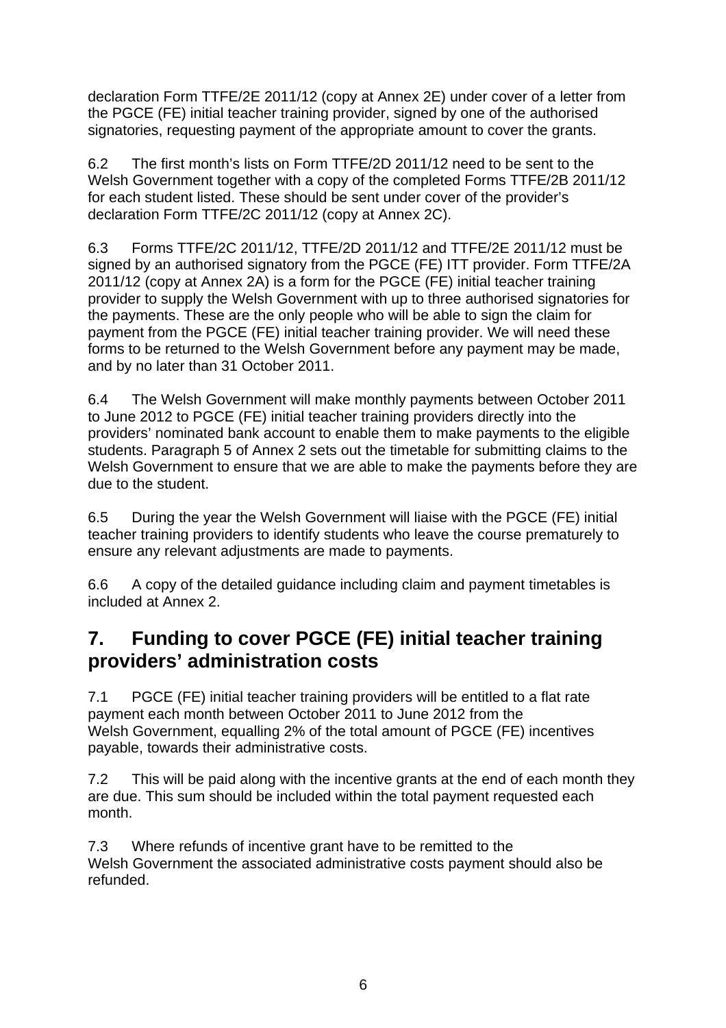declaration Form TTFE/2E 2011/12 (copy at Annex 2E) under cover of a letter from the PGCE (FE) initial teacher training provider, signed by one of the authorised signatories, requesting payment of the appropriate amount to cover the grants.

6.2 The first month's lists on Form TTFE/2D 2011/12 need to be sent to the Welsh Government together with a copy of the completed Forms TTFE/2B 2011/12 for each student listed. These should be sent under cover of the provider's declaration Form TTFE/2C 2011/12 (copy at Annex 2C).

6.3 Forms TTFE/2C 2011/12, TTFE/2D 2011/12 and TTFE/2E 2011/12 must be signed by an authorised signatory from the PGCE (FE) ITT provider. Form TTFE/2A 2011/12 (copy at Annex 2A) is a form for the PGCE (FE) initial teacher training provider to supply the Welsh Government with up to three authorised signatories for the payments. These are the only people who will be able to sign the claim for payment from the PGCE (FE) initial teacher training provider. We will need these forms to be returned to the Welsh Government before any payment may be made, and by no later than 31 October 2011.

6.4 The Welsh Government will make monthly payments between October 2011 to June 2012 to PGCE (FE) initial teacher training providers directly into the providers' nominated bank account to enable them to make payments to the eligible students. Paragraph 5 of Annex 2 sets out the timetable for submitting claims to the Welsh Government to ensure that we are able to make the payments before they are due to the student.

6.5 During the year the Welsh Government will liaise with the PGCE (FE) initial teacher training providers to identify students who leave the course prematurely to ensure any relevant adjustments are made to payments.

6.6 A copy of the detailed guidance including claim and payment timetables is included at Annex 2.

## 7. Funding to cover PGCE (FE) initial teacher training providers' administration costs

7.1 PGCE (FE) initial teacher training providers will be entitled to a flat rate payment each month between October 2011 to June 2012 from the Welsh Government, equalling 2% of the total amount of PGCE (FE) incentives payable, towards their administrative costs.

7.2 This will be paid along with the incentive grants at the end of each month they are due. This sum should be included within the total payment requested each month.

7.3 Where refunds of incentive grant have to be remitted to the Welsh Government the associated administrative costs payment should also be refunded.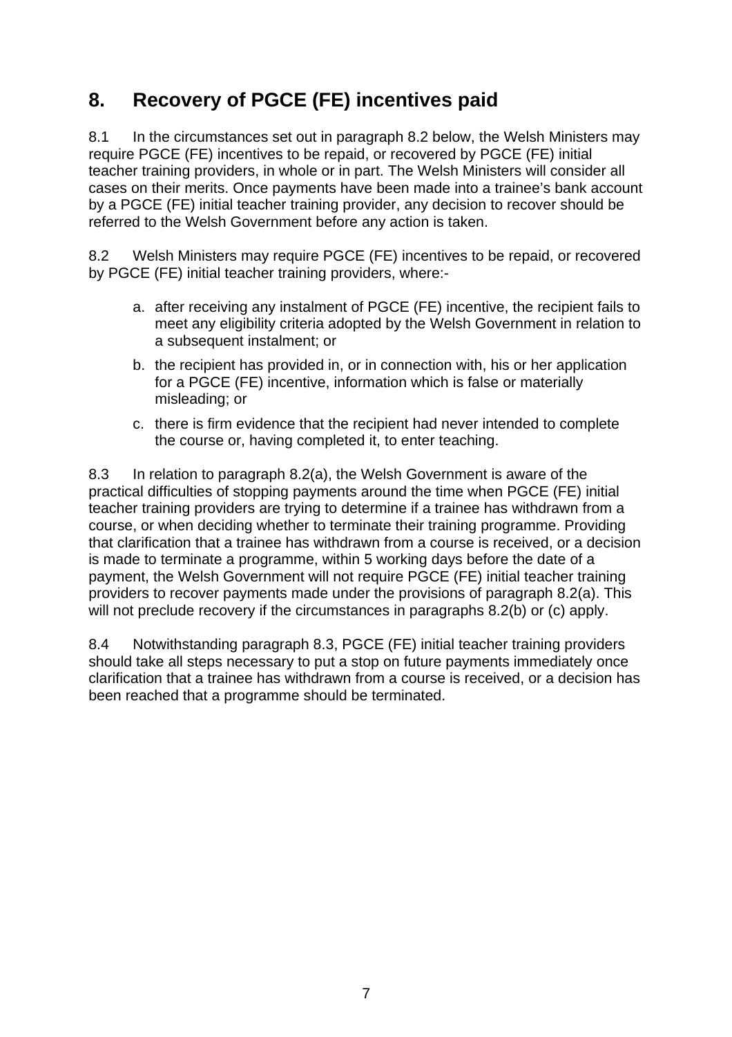## 8. Recovery of PGCE (FE) incentives paid

8.1 In the circumstances set out in paragraph 8.2 below, the Welsh Ministers may require PGCE (FE) incentives to be repaid, or recovered by PGCE (FE) initial teacher training providers, in whole or in part. The Welsh Ministers will consider all cases on their merits. Once payments have been made into a trainee's bank account by a PGCE (FE) initial teacher training provider, any decision to recover should be referred to the Welsh Government before any action is taken.

8.2 Welsh Ministers may require PGCE (FE) incentives to be repaid, or recovered by PGCE (FE) initial teacher training providers, where:-

a. after receiving any instalment of PGCE (FE) incentive, the recipient fails to meet any eligibility criteria adopted by the Welsh Government in relation to a subsequent instalment; or

b. the recipient has provided in, or in connection with, his or her application for a PGCE (FE) incentive, information which is false or materially misleading; or

c. there is firm evidence that the recipient had never intended to complete the course or, having completed it, to enter teaching.

8.3 In relation to paragraph 8.2(a), the Welsh Government is aware of the practical difficulties of stopping payments around the time when PGCE (FE) initial teacher training providers are trying to determine if a trainee has withdrawn from a course, or when deciding whether to terminate their training programme. Providing that clarification that a trainee has withdrawn from a course is received, or a decision is made to terminate a programme, within 5 working days before the date of a payment, the Welsh Government will not require PGCE (FE) initial teacher training providers to recover payments made under the provisions of paragraph 8.2(a). This will not preclude recovery if the circumstances in paragraphs 8.2(b) or (c) apply.

8.4 Notwithstanding paragraph 8.3, PGCE (FE) initial teacher training providers should take all steps necessary to put a stop on future payments immediately once clarification that a trainee has withdrawn from a course is received, or a decision has been reached that a programme should be terminated.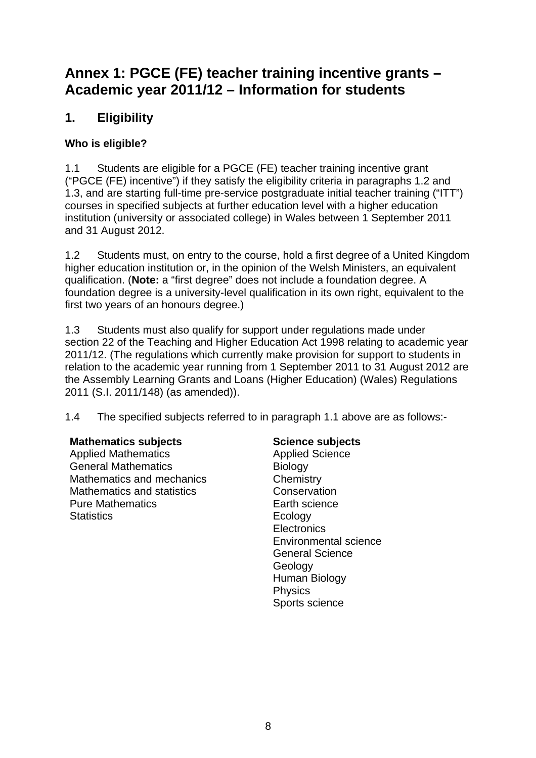# Annex 1: PGCE (FE) teacher training incentive grants – Academic year 2011/12 – Information for students

## 1. Eligibility

### Who is eligible?

1.1 Students are eligible for a PGCE (FE) teacher training incentive grant ("PGCE (FE) incentive") if they satisfy the eligibility criteria in paragraphs 1.2 and 1.3, and are starting full-time pre-service postgraduate initial teacher training ("ITT") courses in specified subjects at further education level with a higher education institution (university or associated college) in Wales between 1 September 2011 and 31 August 2012.

1.2 Students must, on entry to the course, hold a first degree of a United Kingdom higher education institution or, in the opinion of the Welsh Ministers, an equivalent qualification. (**Note:** a "first degree" does not include a foundation degree. A foundation degree is a university-level qualification in its own right, equivalent to the first two years of an honours degree.)

1.3 Students must also qualify for support under regulations made under section 22 of the Teaching and Higher Education Act 1998 relating to academic year 2011/12. (The regulations which currently make provision for support to students in relation to the academic year running from 1 September 2011 to 31 August 2012 are the Assembly Learning Grants and Loans (Higher Education) (Wales) Regulations 2011 (S.I. 2011/148) (as amended)).

1.4 The specified subjects referred to in paragraph 1.1 above are as follows:-

**Mathematics subjects**
Applied Mathematics
General Mathematics
Mathematics and mechanics
Mathematics and statistics
Pure Mathematics
Statistics

**Science subjects**
Applied Science
Biology
Chemistry
Conservation
Earth science
Ecology
Electronics
Environmental science
General Science
Geology
Human Biology
Physics
Sports science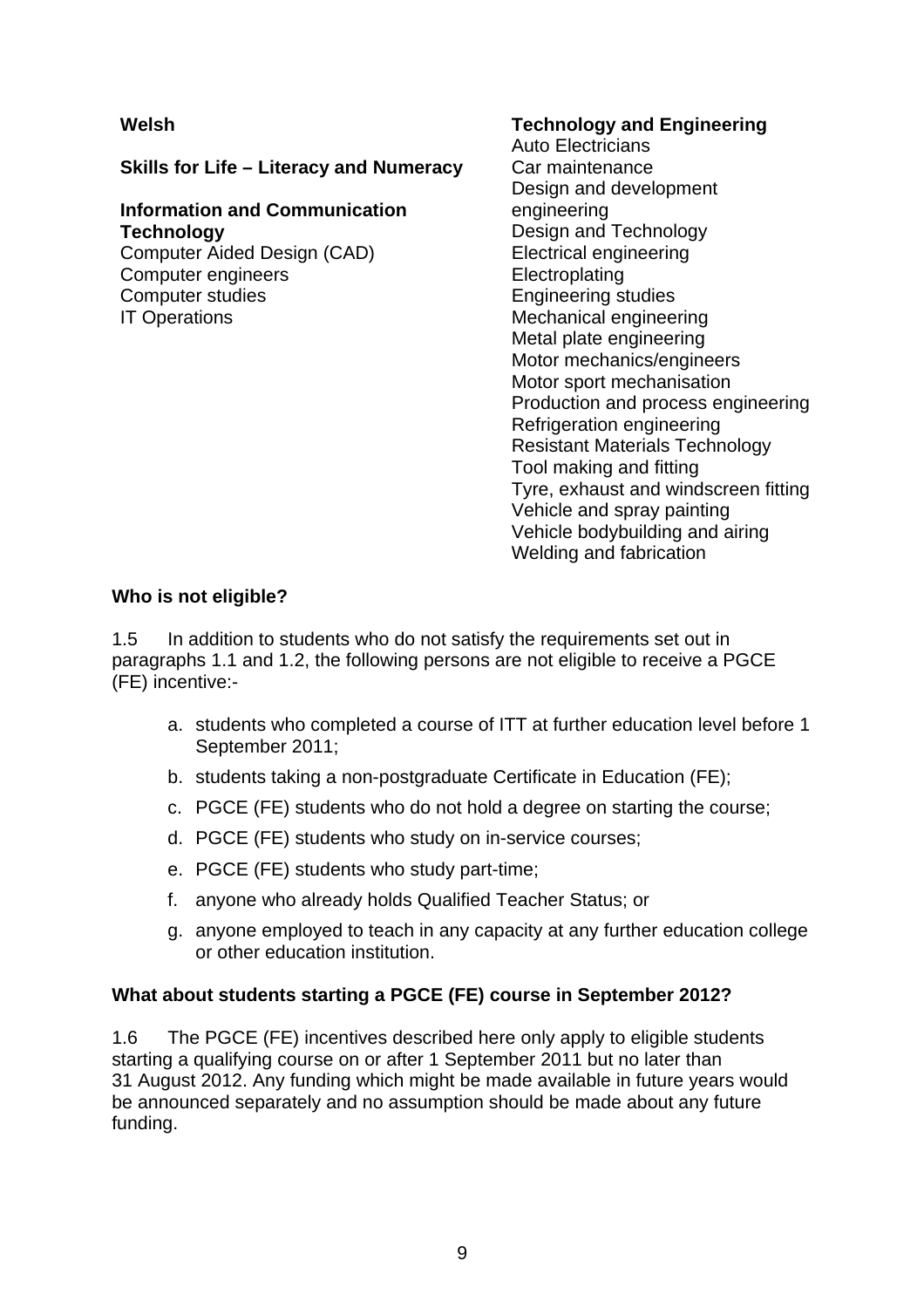**Welsh**

**Skills for Life – Literacy and Numeracy**

**Information and Communication Technology**
Computer Aided Design (CAD)
Computer engineers
Computer studies
IT Operations

**Technology and Engineering**
Auto Electricians
Car maintenance
Design and development engineering
Design and Technology
Electrical engineering
Electroplating
Engineering studies
Mechanical engineering
Metal plate engineering
Motor mechanics/engineers
Motor sport mechanisation
Production and process engineering
Refrigeration engineering
Resistant Materials Technology
Tool making and fitting
Tyre, exhaust and windscreen fitting
Vehicle and spray painting
Vehicle bodybuilding and airing
Welding and fabrication

**Who is not eligible?**

1.5 In addition to students who do not satisfy the requirements set out in paragraphs 1.1 and 1.2, the following persons are not eligible to receive a PGCE (FE) incentive:-

a. students who completed a course of ITT at further education level before 1 September 2011;
b. students taking a non-postgraduate Certificate in Education (FE);
c. PGCE (FE) students who do not hold a degree on starting the course;
d. PGCE (FE) students who study on in-service courses;
e. PGCE (FE) students who study part-time;
f. anyone who already holds Qualified Teacher Status; or
g. anyone employed to teach in any capacity at any further education college or other education institution.

**What about students starting a PGCE (FE) course in September 2012?**

1.6 The PGCE (FE) incentives described here only apply to eligible students starting a qualifying course on or after 1 September 2011 but no later than 31 August 2012. Any funding which might be made available in future years would be announced separately and no assumption should be made about any future funding.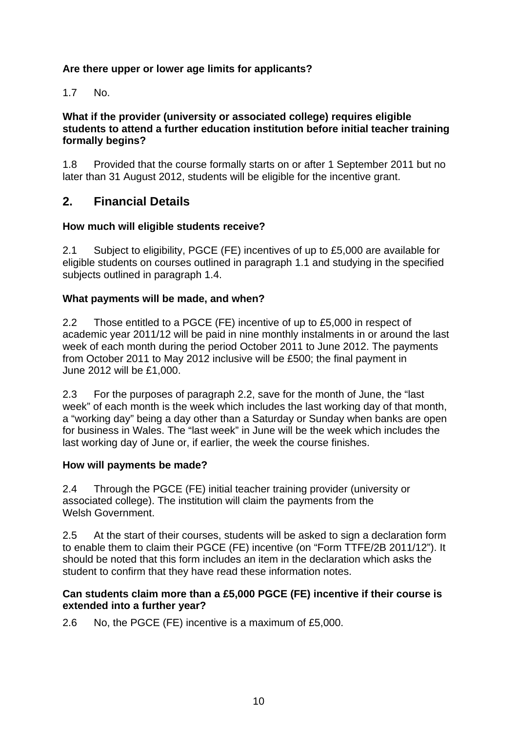**Are there upper or lower age limits for applicants?**

1.7 No.

**What if the provider (university or associated college) requires eligible students to attend a further education institution before initial teacher training formally begins?**

1.8 Provided that the course formally starts on or after 1 September 2011 but no later than 31 August 2012, students will be eligible for the incentive grant.

## 2. Financial Details

**How much will eligible students receive?**

2.1 Subject to eligibility, PGCE (FE) incentives of up to £5,000 are available for eligible students on courses outlined in paragraph 1.1 and studying in the specified subjects outlined in paragraph 1.4.

**What payments will be made, and when?**

2.2 Those entitled to a PGCE (FE) incentive of up to £5,000 in respect of academic year 2011/12 will be paid in nine monthly instalments in or around the last week of each month during the period October 2011 to June 2012. The payments from October 2011 to May 2012 inclusive will be £500; the final payment in June 2012 will be £1,000.

2.3 For the purposes of paragraph 2.2, save for the month of June, the "last week" of each month is the week which includes the last working day of that month, a "working day" being a day other than a Saturday or Sunday when banks are open for business in Wales. The "last week" in June will be the week which includes the last working day of June or, if earlier, the week the course finishes.

**How will payments be made?**

2.4 Through the PGCE (FE) initial teacher training provider (university or associated college). The institution will claim the payments from the Welsh Government.

2.5 At the start of their courses, students will be asked to sign a declaration form to enable them to claim their PGCE (FE) incentive (on "Form TTFE/2B 2011/12"). It should be noted that this form includes an item in the declaration which asks the student to confirm that they have read these information notes.

**Can students claim more than a £5,000 PGCE (FE) incentive if their course is extended into a further year?**

2.6 No, the PGCE (FE) incentive is a maximum of £5,000.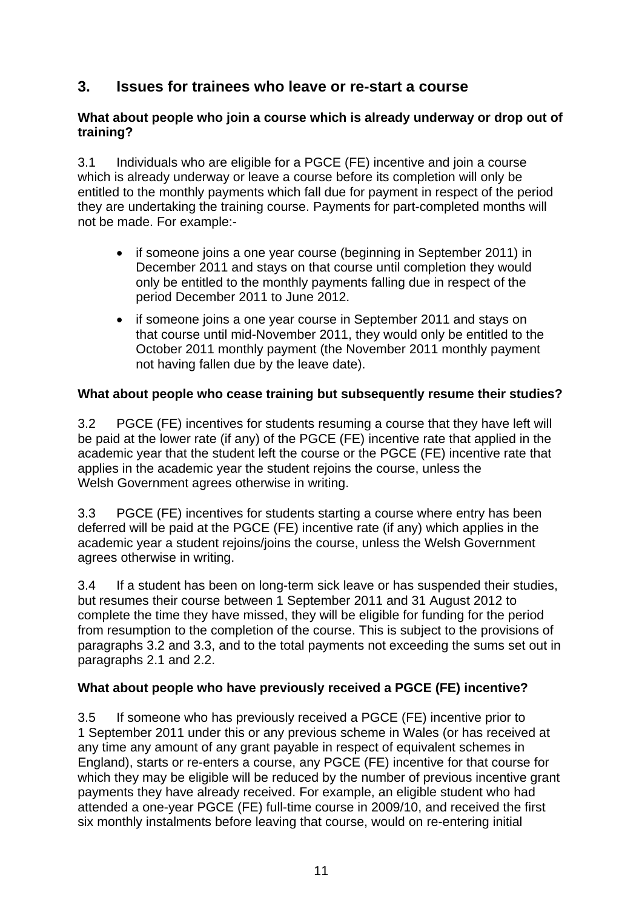## 3. Issues for trainees who leave or re-start a course

**What about people who join a course which is already underway or drop out of training?**

3.1 Individuals who are eligible for a PGCE (FE) incentive and join a course which is already underway or leave a course before its completion will only be entitled to the monthly payments which fall due for payment in respect of the period they are undertaking the training course. Payments for part-completed months will not be made. For example:-

- if someone joins a one year course (beginning in September 2011) in December 2011 and stays on that course until completion they would only be entitled to the monthly payments falling due in respect of the period December 2011 to June 2012.
- if someone joins a one year course in September 2011 and stays on that course until mid-November 2011, they would only be entitled to the October 2011 monthly payment (the November 2011 monthly payment not having fallen due by the leave date).

**What about people who cease training but subsequently resume their studies?**

3.2 PGCE (FE) incentives for students resuming a course that they have left will be paid at the lower rate (if any) of the PGCE (FE) incentive rate that applied in the academic year that the student left the course or the PGCE (FE) incentive rate that applies in the academic year the student rejoins the course, unless the Welsh Government agrees otherwise in writing.

3.3 PGCE (FE) incentives for students starting a course where entry has been deferred will be paid at the PGCE (FE) incentive rate (if any) which applies in the academic year a student rejoins/joins the course, unless the Welsh Government agrees otherwise in writing.

3.4 If a student has been on long-term sick leave or has suspended their studies, but resumes their course between 1 September 2011 and 31 August 2012 to complete the time they have missed, they will be eligible for funding for the period from resumption to the completion of the course. This is subject to the provisions of paragraphs 3.2 and 3.3, and to the total payments not exceeding the sums set out in paragraphs 2.1 and 2.2.

**What about people who have previously received a PGCE (FE) incentive?**

3.5 If someone who has previously received a PGCE (FE) incentive prior to 1 September 2011 under this or any previous scheme in Wales (or has received at any time any amount of any grant payable in respect of equivalent schemes in England), starts or re-enters a course, any PGCE (FE) incentive for that course for which they may be eligible will be reduced by the number of previous incentive grant payments they have already received. For example, an eligible student who had attended a one-year PGCE (FE) full-time course in 2009/10, and received the first six monthly instalments before leaving that course, would on re-entering initial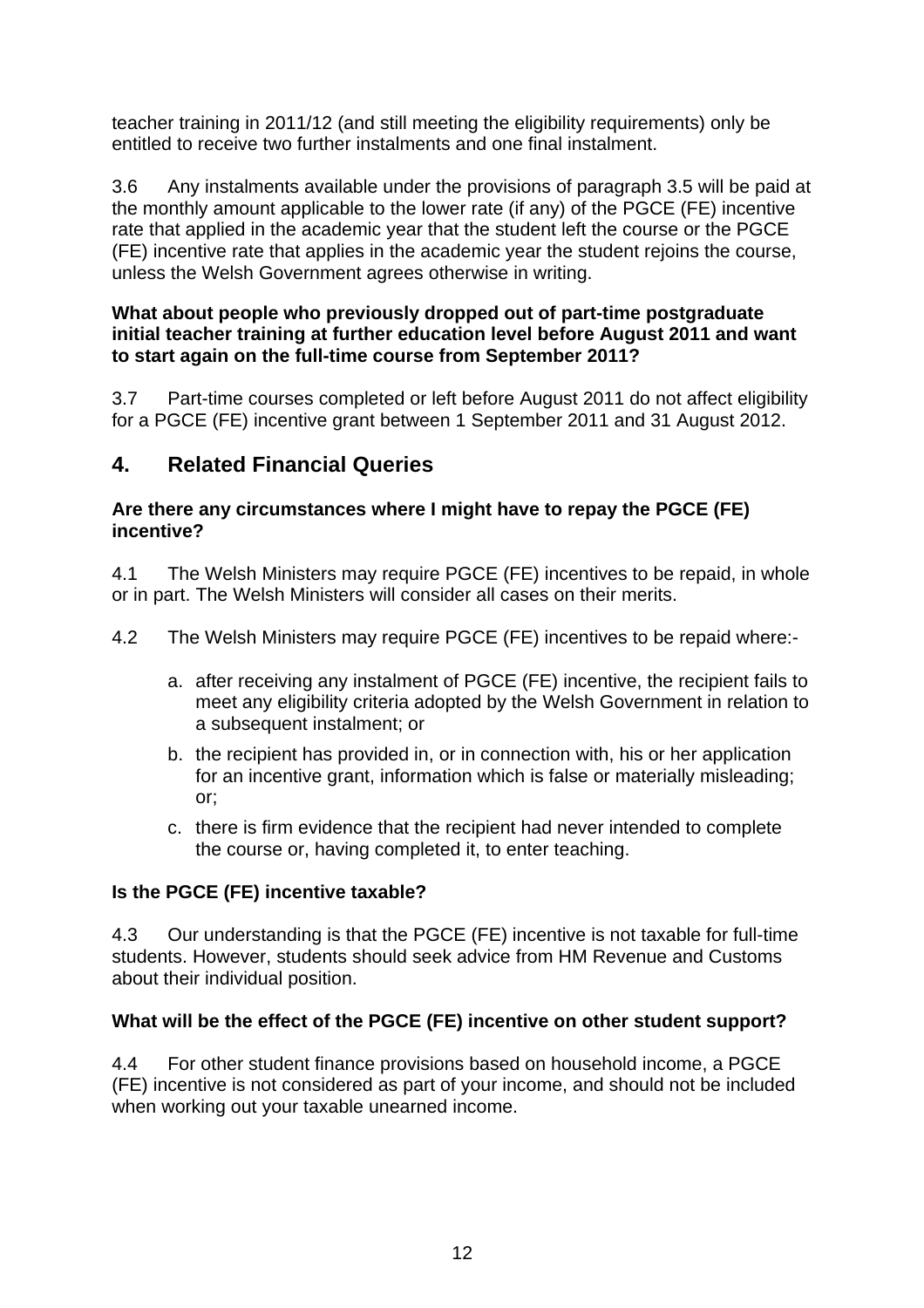teacher training in 2011/12 (and still meeting the eligibility requirements) only be entitled to receive two further instalments and one final instalment.

3.6 Any instalments available under the provisions of paragraph 3.5 will be paid at the monthly amount applicable to the lower rate (if any) of the PGCE (FE) incentive rate that applied in the academic year that the student left the course or the PGCE (FE) incentive rate that applies in the academic year the student rejoins the course, unless the Welsh Government agrees otherwise in writing.

**What about people who previously dropped out of part-time postgraduate initial teacher training at further education level before August 2011 and want to start again on the full-time course from September 2011?**

3.7 Part-time courses completed or left before August 2011 do not affect eligibility for a PGCE (FE) incentive grant between 1 September 2011 and 31 August 2012.

## 4. Related Financial Queries

**Are there any circumstances where I might have to repay the PGCE (FE) incentive?**

4.1 The Welsh Ministers may require PGCE (FE) incentives to be repaid, in whole or in part. The Welsh Ministers will consider all cases on their merits.

4.2 The Welsh Ministers may require PGCE (FE) incentives to be repaid where:-

a. after receiving any instalment of PGCE (FE) incentive, the recipient fails to meet any eligibility criteria adopted by the Welsh Government in relation to a subsequent instalment; or

b. the recipient has provided in, or in connection with, his or her application for an incentive grant, information which is false or materially misleading; or;

c. there is firm evidence that the recipient had never intended to complete the course or, having completed it, to enter teaching.

**Is the PGCE (FE) incentive taxable?**

4.3 Our understanding is that the PGCE (FE) incentive is not taxable for full-time students. However, students should seek advice from HM Revenue and Customs about their individual position.

**What will be the effect of the PGCE (FE) incentive on other student support?**

4.4 For other student finance provisions based on household income, a PGCE (FE) incentive is not considered as part of your income, and should not be included when working out your taxable unearned income.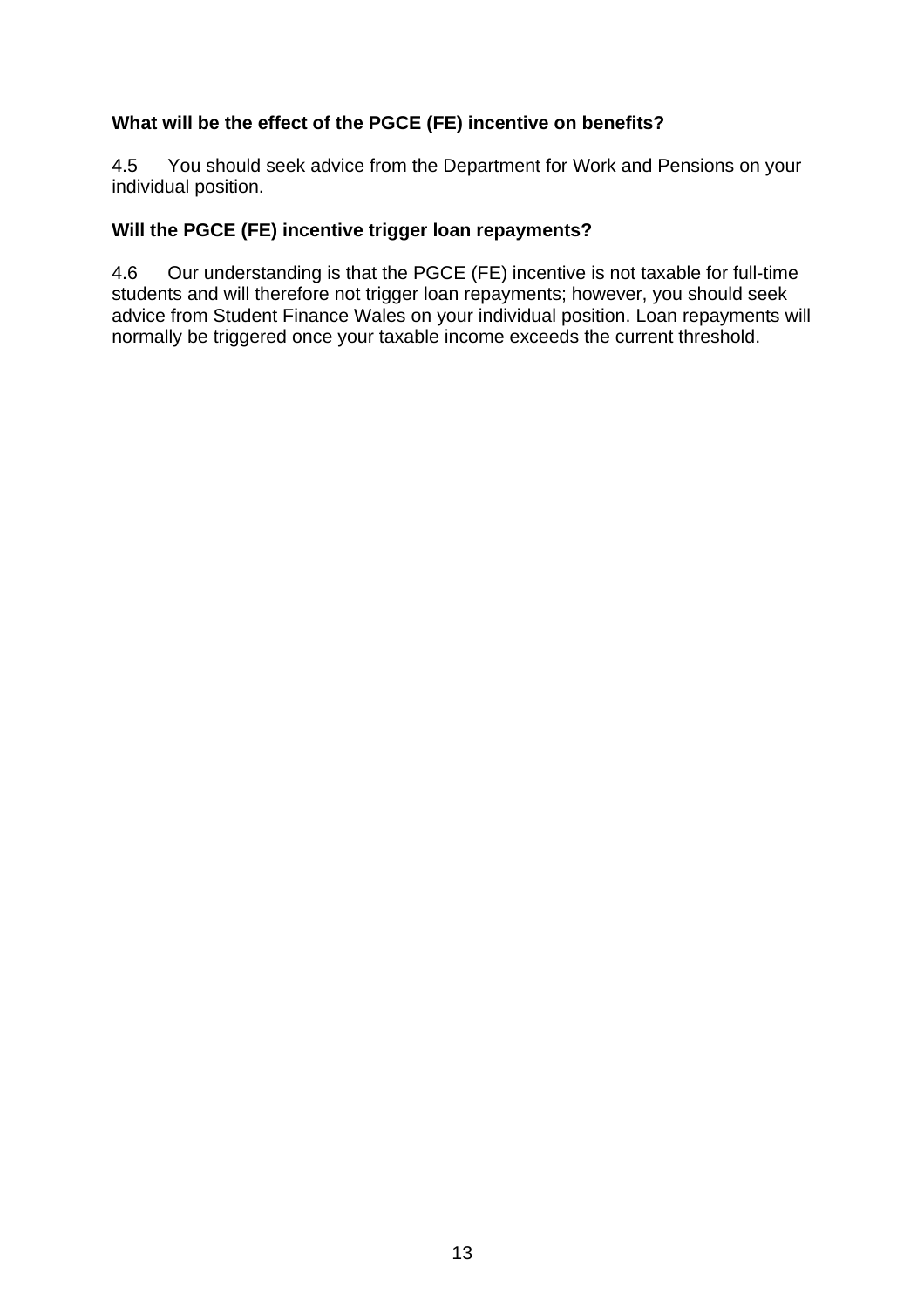**What will be the effect of the PGCE (FE) incentive on benefits?**

4.5 You should seek advice from the Department for Work and Pensions on your individual position.

**Will the PGCE (FE) incentive trigger loan repayments?**

4.6 Our understanding is that the PGCE (FE) incentive is not taxable for full-time students and will therefore not trigger loan repayments; however, you should seek advice from Student Finance Wales on your individual position. Loan repayments will normally be triggered once your taxable income exceeds the current threshold.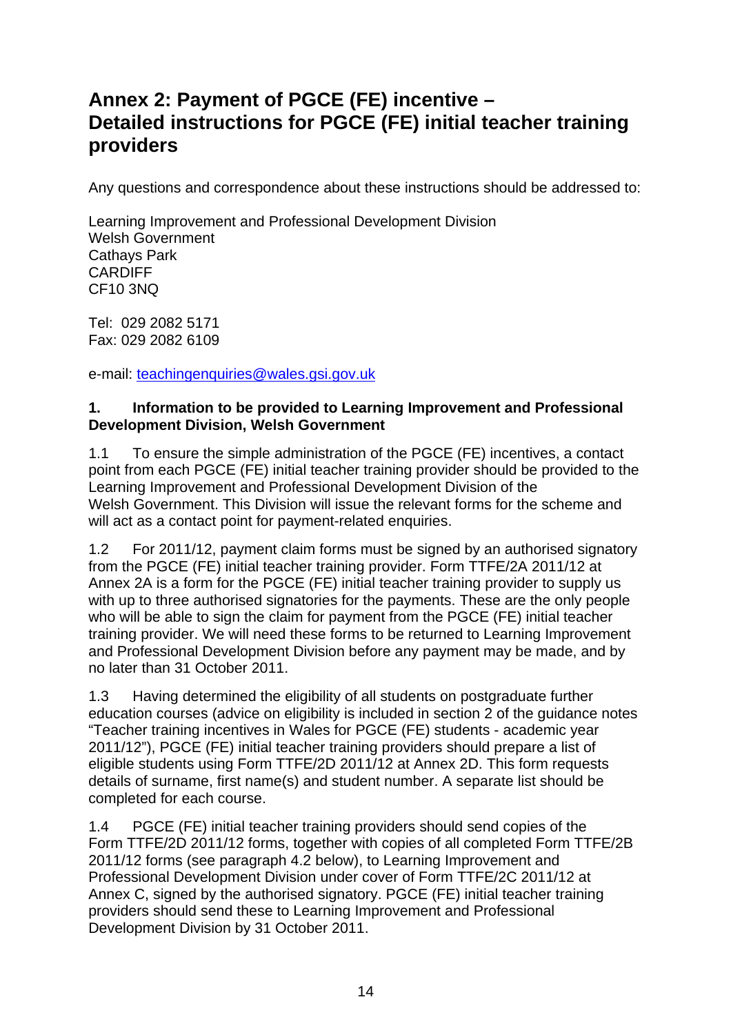# Annex 2: Payment of PGCE (FE) incentive – Detailed instructions for PGCE (FE) initial teacher training providers

Any questions and correspondence about these instructions should be addressed to:

Learning Improvement and Professional Development Division
Welsh Government
Cathays Park
CARDIFF
CF10 3NQ

Tel: 029 2082 5171
Fax: 029 2082 6109

e-mail: teachingenquiries@wales.gsi.gov.uk

**1. Information to be provided to Learning Improvement and Professional Development Division, Welsh Government**

1.1 To ensure the simple administration of the PGCE (FE) incentives, a contact point from each PGCE (FE) initial teacher training provider should be provided to the Learning Improvement and Professional Development Division of the Welsh Government. This Division will issue the relevant forms for the scheme and will act as a contact point for payment-related enquiries.

1.2 For 2011/12, payment claim forms must be signed by an authorised signatory from the PGCE (FE) initial teacher training provider. Form TTFE/2A 2011/12 at Annex 2A is a form for the PGCE (FE) initial teacher training provider to supply us with up to three authorised signatories for the payments. These are the only people who will be able to sign the claim for payment from the PGCE (FE) initial teacher training provider. We will need these forms to be returned to Learning Improvement and Professional Development Division before any payment may be made, and by no later than 31 October 2011.

1.3 Having determined the eligibility of all students on postgraduate further education courses (advice on eligibility is included in section 2 of the guidance notes "Teacher training incentives in Wales for PGCE (FE) students - academic year 2011/12"), PGCE (FE) initial teacher training providers should prepare a list of eligible students using Form TTFE/2D 2011/12 at Annex 2D. This form requests details of surname, first name(s) and student number. A separate list should be completed for each course.

1.4 PGCE (FE) initial teacher training providers should send copies of the Form TTFE/2D 2011/12 forms, together with copies of all completed Form TTFE/2B 2011/12 forms (see paragraph 4.2 below), to Learning Improvement and Professional Development Division under cover of Form TTFE/2C 2011/12 at Annex C, signed by the authorised signatory. PGCE (FE) initial teacher training providers should send these to Learning Improvement and Professional Development Division by 31 October 2011.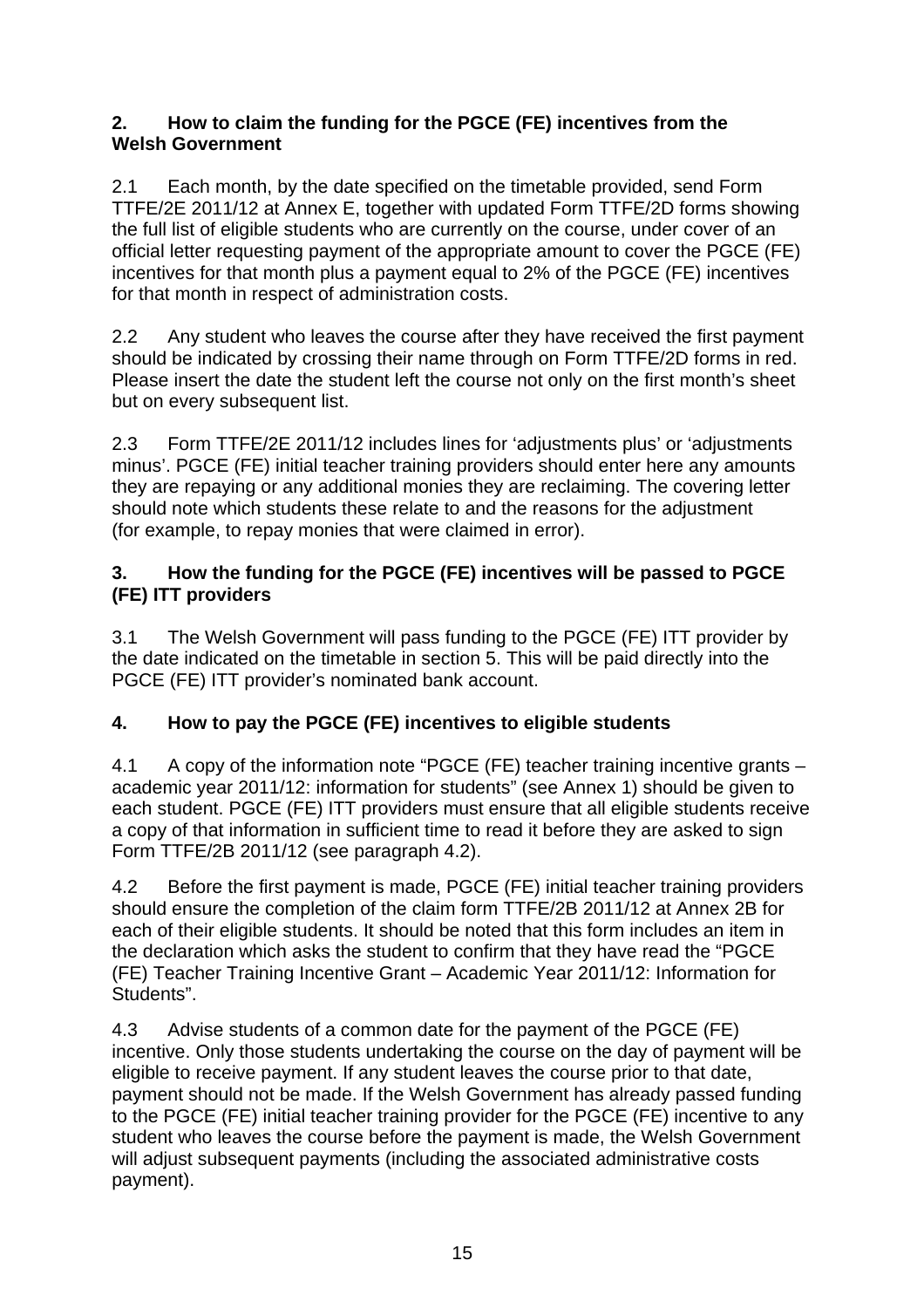## 2. How to claim the funding for the PGCE (FE) incentives from the Welsh Government

2.1 Each month, by the date specified on the timetable provided, send Form TTFE/2E 2011/12 at Annex E, together with updated Form TTFE/2D forms showing the full list of eligible students who are currently on the course, under cover of an official letter requesting payment of the appropriate amount to cover the PGCE (FE) incentives for that month plus a payment equal to 2% of the PGCE (FE) incentives for that month in respect of administration costs.

2.2 Any student who leaves the course after they have received the first payment should be indicated by crossing their name through on Form TTFE/2D forms in red. Please insert the date the student left the course not only on the first month's sheet but on every subsequent list.

2.3 Form TTFE/2E 2011/12 includes lines for 'adjustments plus' or 'adjustments minus'. PGCE (FE) initial teacher training providers should enter here any amounts they are repaying or any additional monies they are reclaiming. The covering letter should note which students these relate to and the reasons for the adjustment (for example, to repay monies that were claimed in error).

## 3. How the funding for the PGCE (FE) incentives will be passed to PGCE (FE) ITT providers

3.1 The Welsh Government will pass funding to the PGCE (FE) ITT provider by the date indicated on the timetable in section 5. This will be paid directly into the PGCE (FE) ITT provider's nominated bank account.

## 4. How to pay the PGCE (FE) incentives to eligible students

4.1 A copy of the information note "PGCE (FE) teacher training incentive grants – academic year 2011/12: information for students" (see Annex 1) should be given to each student. PGCE (FE) ITT providers must ensure that all eligible students receive a copy of that information in sufficient time to read it before they are asked to sign Form TTFE/2B 2011/12 (see paragraph 4.2).

4.2 Before the first payment is made, PGCE (FE) initial teacher training providers should ensure the completion of the claim form TTFE/2B 2011/12 at Annex 2B for each of their eligible students. It should be noted that this form includes an item in the declaration which asks the student to confirm that they have read the "PGCE (FE) Teacher Training Incentive Grant – Academic Year 2011/12: Information for Students".

4.3 Advise students of a common date for the payment of the PGCE (FE) incentive. Only those students undertaking the course on the day of payment will be eligible to receive payment. If any student leaves the course prior to that date, payment should not be made. If the Welsh Government has already passed funding to the PGCE (FE) initial teacher training provider for the PGCE (FE) incentive to any student who leaves the course before the payment is made, the Welsh Government will adjust subsequent payments (including the associated administrative costs payment).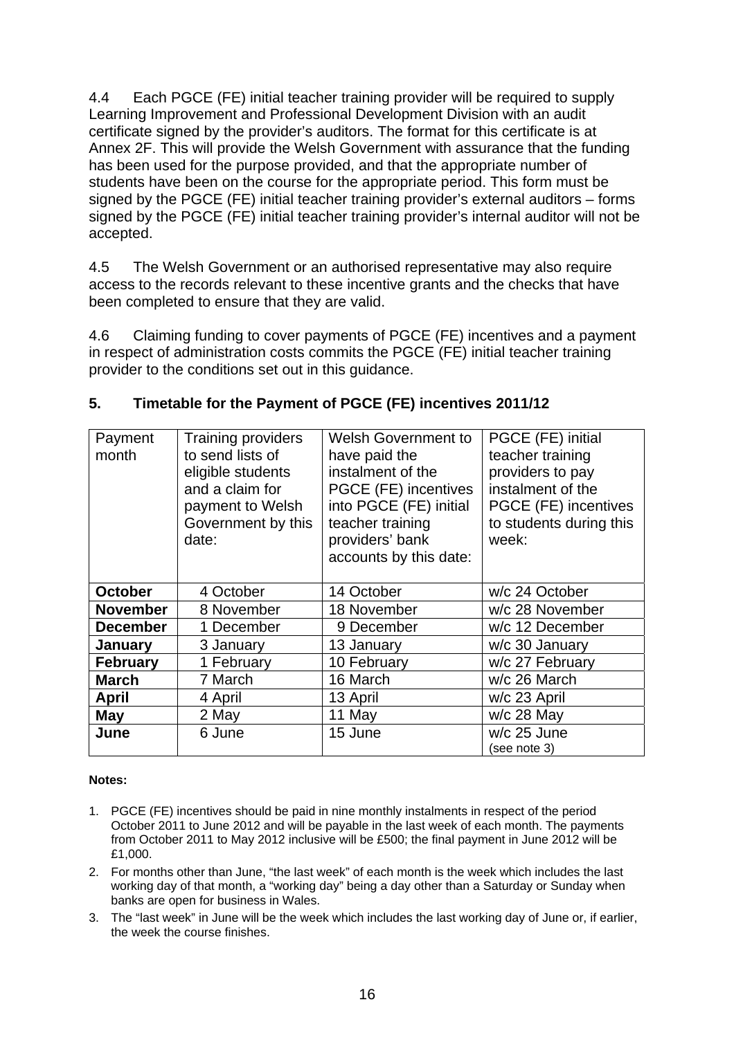4.4 Each PGCE (FE) initial teacher training provider will be required to supply Learning Improvement and Professional Development Division with an audit certificate signed by the provider's auditors. The format for this certificate is at Annex 2F. This will provide the Welsh Government with assurance that the funding has been used for the purpose provided, and that the appropriate number of students have been on the course for the appropriate period. This form must be signed by the PGCE (FE) initial teacher training provider's external auditors – forms signed by the PGCE (FE) initial teacher training provider's internal auditor will not be accepted.

4.5 The Welsh Government or an authorised representative may also require access to the records relevant to these incentive grants and the checks that have been completed to ensure that they are valid.

4.6 Claiming funding to cover payments of PGCE (FE) incentives and a payment in respect of administration costs commits the PGCE (FE) initial teacher training provider to the conditions set out in this guidance.

## 5. Timetable for the Payment of PGCE (FE) incentives 2011/12

| Payment month | Training providers to send lists of eligible students and a claim for payment to Welsh Government by this date: | Welsh Government to have paid the instalment of the PGCE (FE) incentives into PGCE (FE) initial teacher training providers' bank accounts by this date: | PGCE (FE) initial teacher training providers to pay instalment of the PGCE (FE) incentives to students during this week: |
|---|---|---|---|
| **October** | 4 October | 14 October | w/c 24 October |
| **November** | 8 November | 18 November | w/c 28 November |
| **December** | 1 December | 9 December | w/c 12 December |
| **January** | 3 January | 13 January | w/c 30 January |
| **February** | 1 February | 10 February | w/c 27 February |
| **March** | 7 March | 16 March | w/c 26 March |
| **April** | 4 April | 13 April | w/c 23 April |
| **May** | 2 May | 11 May | w/c 28 May |
| **June** | 6 June | 15 June | w/c 25 June (see note 3) |

**Notes:**

1. PGCE (FE) incentives should be paid in nine monthly instalments in respect of the period October 2011 to June 2012 and will be payable in the last week of each month. The payments from October 2011 to May 2012 inclusive will be £500; the final payment in June 2012 will be £1,000.
2. For months other than June, "the last week" of each month is the week which includes the last working day of that month, a "working day" being a day other than a Saturday or Sunday when banks are open for business in Wales.
3. The "last week" in June will be the week which includes the last working day of June or, if earlier, the week the course finishes.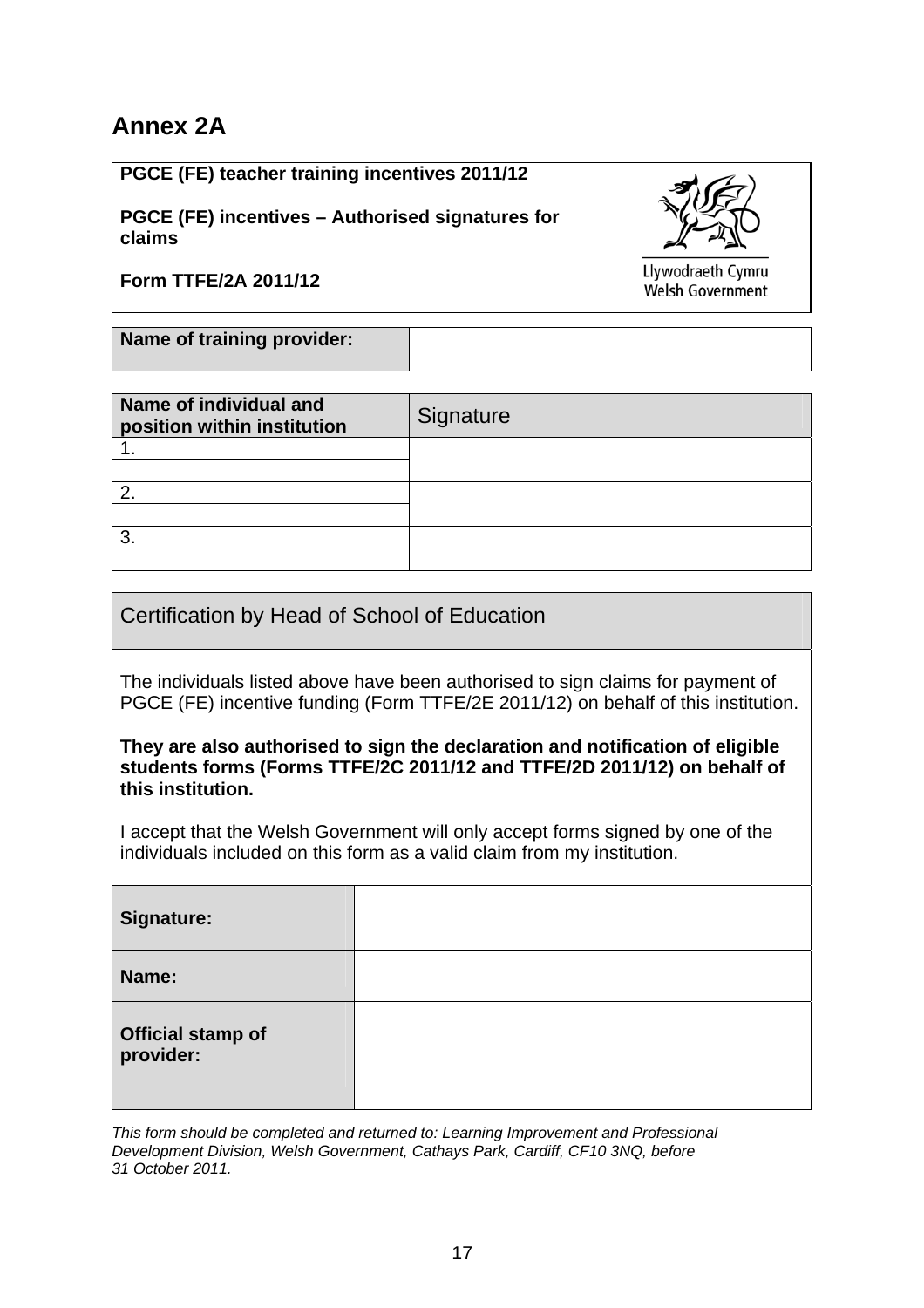# Annex 2A

**PGCE (FE) teacher training incentives 2011/12**

**PGCE (FE) incentives – Authorised signatures for claims**

**Form TTFE/2A 2011/12**

Llywodraeth Cymru
Welsh Government

| **Name of training provider:** | |
|---|---|

| **Name of individual and position within institution** | Signature |
|---|---|
| 1. | |
| | |
| 2. | |
| | |
| 3. | |
| | |

## Certification by Head of School of Education

The individuals listed above have been authorised to sign claims for payment of PGCE (FE) incentive funding (Form TTFE/2E 2011/12) on behalf of this institution.

**They are also authorised to sign the declaration and notification of eligible students forms (Forms TTFE/2C 2011/12 and TTFE/2D 2011/12) on behalf of this institution.**

I accept that the Welsh Government will only accept forms signed by one of the individuals included on this form as a valid claim from my institution.

| **Signature:** | |
|---|---|
| **Name:** | |
| **Official stamp of provider:** | |

*This form should be completed and returned to: Learning Improvement and Professional Development Division, Welsh Government, Cathays Park, Cardiff, CF10 3NQ, before 31 October 2011.*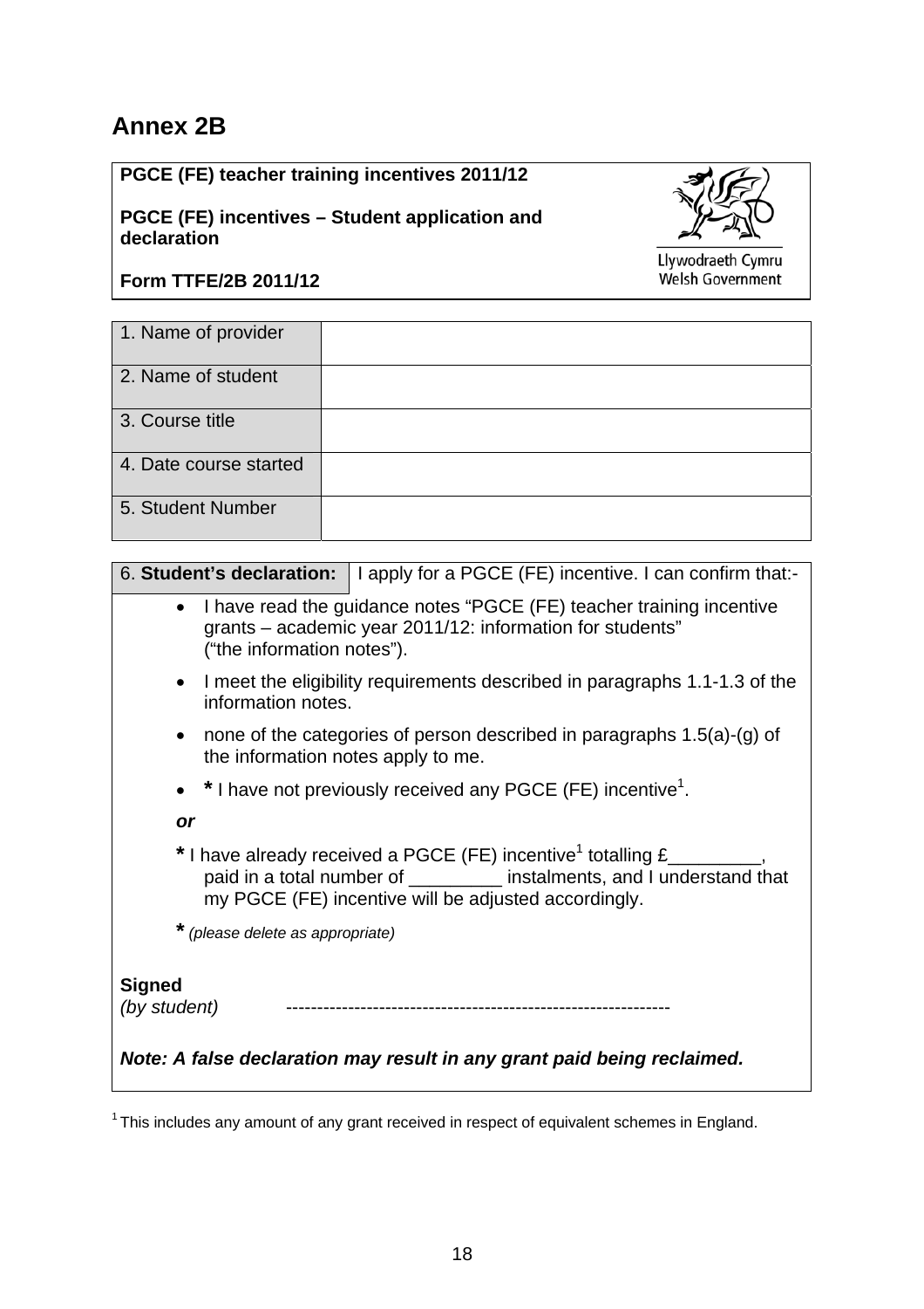# Annex 2B

**PGCE (FE) teacher training incentives 2011/12**

**PGCE (FE) incentives – Student application and declaration**

**Form TTFE/2B 2011/12**

Llywodraeth Cymru
Welsh Government

| 1. Name of provider | |
|---|---|
| 2. Name of student | |
| 3. Course title | |
| 4. Date course started | |
| 5. Student Number | |

6. **Student's declaration:** I apply for a PGCE (FE) incentive. I can confirm that:-

- I have read the guidance notes "PGCE (FE) teacher training incentive grants – academic year 2011/12: information for students" ("the information notes").
- I meet the eligibility requirements described in paragraphs 1.1-1.3 of the information notes.
- none of the categories of person described in paragraphs 1.5(a)-(g) of the information notes apply to me.
- **\*** I have not previously received any PGCE (FE) incentive[1].

***or***

**\*** I have already received a PGCE (FE) incentive[1] totalling £_________, paid in a total number of _________ instalments, and I understand that my PGCE (FE) incentive will be adjusted accordingly.

**\*** *(please delete as appropriate)*

**Signed**
*(by student)* -------------------------------------------------------------

***Note: A false declaration may result in any grant paid being reclaimed.***

[1] This includes any amount of any grant received in respect of equivalent schemes in England.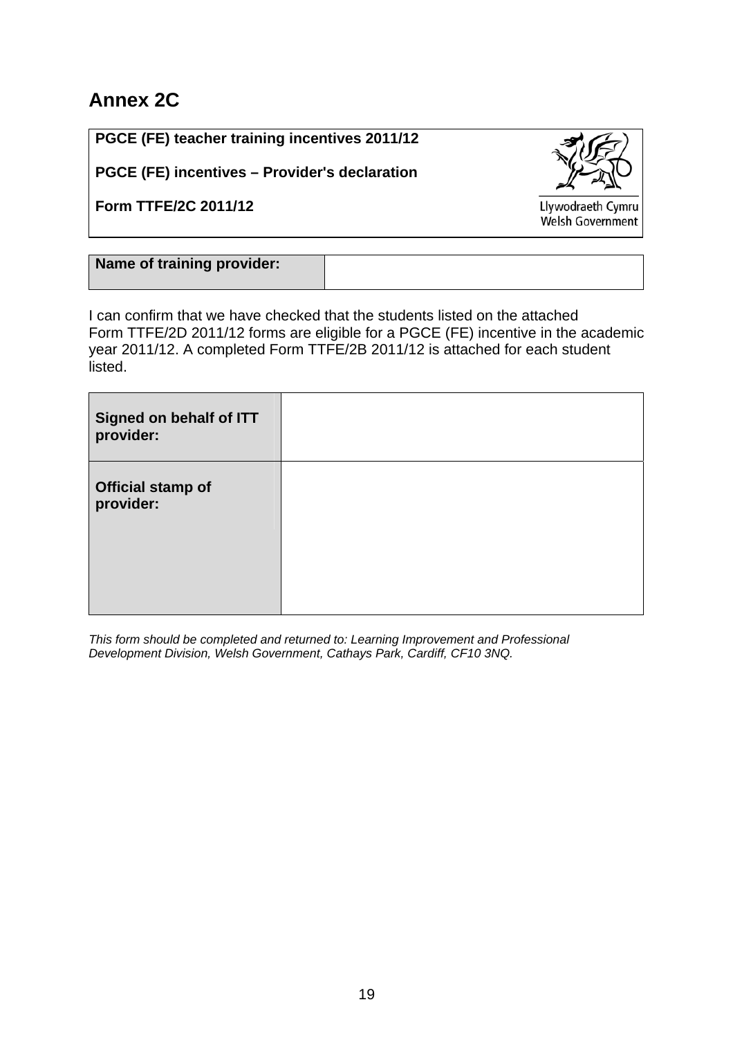## Annex 2C

**PGCE (FE) teacher training incentives 2011/12**

**PGCE (FE) incentives – Provider's declaration**

**Form TTFE/2C 2011/12**

Llywodraeth Cymru
Welsh Government

| **Name of training provider:** | |
|---|---|

I can confirm that we have checked that the students listed on the attached Form TTFE/2D 2011/12 forms are eligible for a PGCE (FE) incentive in the academic year 2011/12. A completed Form TTFE/2B 2011/12 is attached for each student listed.

| **Signed on behalf of ITT provider:** | |
|---|---|
| **Official stamp of provider:** | |

*This form should be completed and returned to: Learning Improvement and Professional Development Division, Welsh Government, Cathays Park, Cardiff, CF10 3NQ.*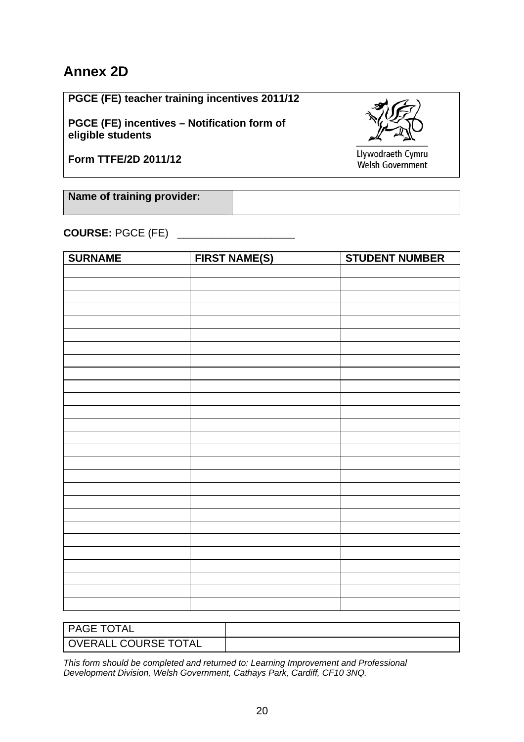# Annex 2D

**PGCE (FE) teacher training incentives 2011/12**

**PGCE (FE) incentives – Notification form of eligible students**

**Form TTFE/2D 2011/12**

Llywodraeth Cymru
Welsh Government

| **Name of training provider:** | |
|---|---|

**COURSE:** PGCE (FE) ____________________

| SURNAME | FIRST NAME(S) | STUDENT NUMBER |
|---|---|---|
| | | |
| | | |
| | | |
| | | |
| | | |
| | | |
| | | |
| | | |
| | | |
| | | |
| | | |
| | | |
| | | |
| | | |
| | | |
| | | |
| | | |
| | | |
| | | |
| | | |
| | | |
| | | |
| | | |
| | | |
| | | |
| | | |
| | | |

| PAGE TOTAL | |
|---|---|
| OVERALL COURSE TOTAL | |

*This form should be completed and returned to: Learning Improvement and Professional Development Division, Welsh Government, Cathays Park, Cardiff, CF10 3NQ.*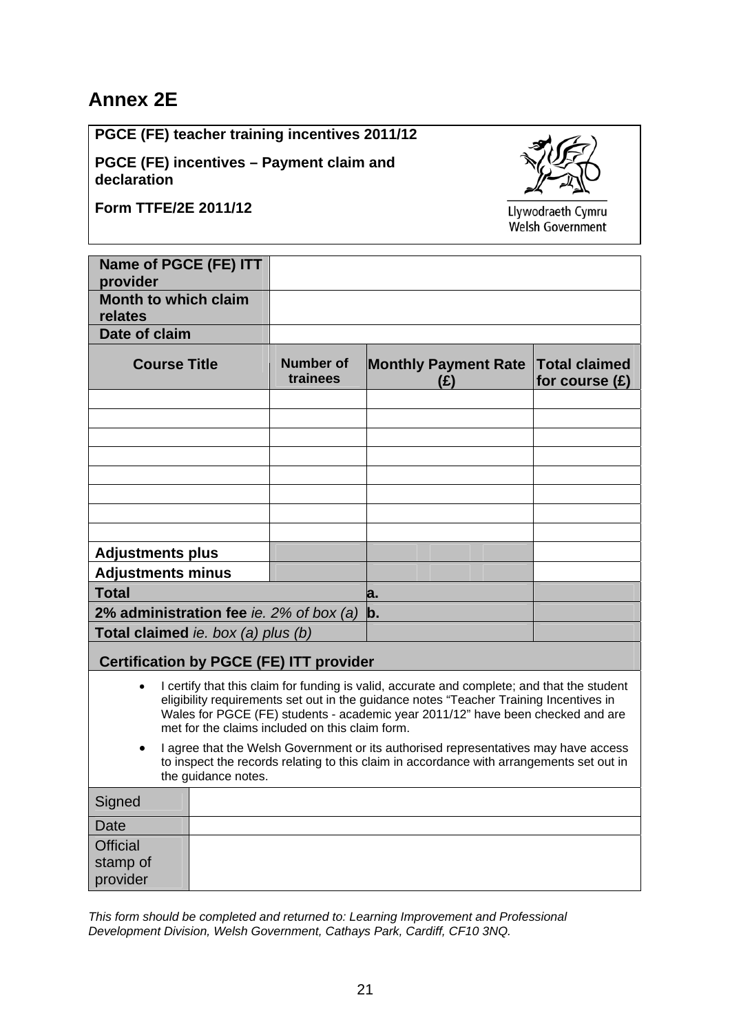## Annex 2E

**PGCE (FE) teacher training incentives 2011/12**

**PGCE (FE) incentives – Payment claim and declaration**

**Form TTFE/2E 2011/12**

Llywodraeth Cymru
Welsh Government

| **Name of PGCE (FE) ITT provider** | | | |
|---|---|---|---|
| **Month to which claim relates** | | | |
| **Date of claim** | | | |
| **Course Title** | **Number of trainees** | **Monthly Payment Rate (£)** | **Total claimed for course (£)** |
| | | | |
| | | | |
| | | | |
| | | | |
| | | | |
| | | | |
| | | | |
| | | | |
| **Adjustments plus** | | | |
| **Adjustments minus** | | | |
| **Total** | | **a.** | |
| **2% administration fee** *ie. 2% of box (a)* | | **b.** | |
| **Total claimed** *ie. box (a) plus (b)* | | | |

**Certification by PGCE (FE) ITT provider**

- I certify that this claim for funding is valid, accurate and complete; and that the student eligibility requirements set out in the guidance notes "Teacher Training Incentives in Wales for PGCE (FE) students - academic year 2011/12" have been checked and are met for the claims included on this claim form.
- I agree that the Welsh Government or its authorised representatives may have access to inspect the records relating to this claim in accordance with arrangements set out in the guidance notes.

| | |
|---|---|
| Signed | |
| Date | |
| Official stamp of provider | |

*This form should be completed and returned to: Learning Improvement and Professional Development Division, Welsh Government, Cathays Park, Cardiff, CF10 3NQ.*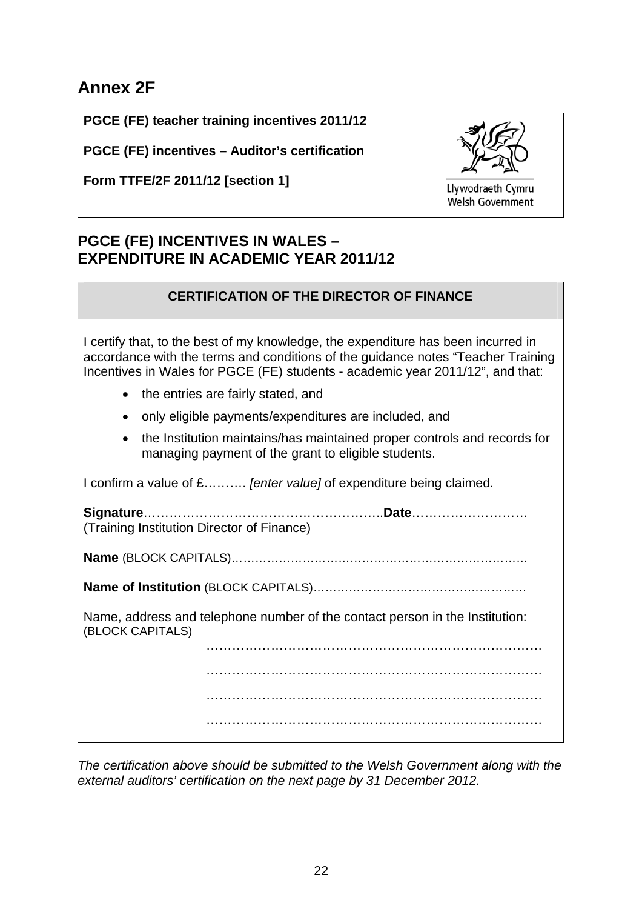# Annex 2F

**PGCE (FE) teacher training incentives 2011/12**

**PGCE (FE) incentives – Auditor's certification**

**Form TTFE/2F 2011/12 [section 1]**

Llywodraeth Cymru
Welsh Government

## PGCE (FE) INCENTIVES IN WALES – EXPENDITURE IN ACADEMIC YEAR 2011/12

### CERTIFICATION OF THE DIRECTOR OF FINANCE

I certify that, to the best of my knowledge, the expenditure has been incurred in accordance with the terms and conditions of the guidance notes "Teacher Training Incentives in Wales for PGCE (FE) students - academic year 2011/12", and that:

- the entries are fairly stated, and
- only eligible payments/expenditures are included, and
- the Institution maintains/has maintained proper controls and records for managing payment of the grant to eligible students.

I confirm a value of £………. *[enter value]* of expenditure being claimed.

**Signature**………………………………………………..**Date**………………………
(Training Institution Director of Finance)

**Name** (BLOCK CAPITALS)…………………………………………………………………

**Name of Institution** (BLOCK CAPITALS)……………………………………………

Name, address and telephone number of the contact person in the Institution: (BLOCK CAPITALS)

……………………………………………………………………

……………………………………………………………………

……………………………………………………………………

……………………………………………………………………

*The certification above should be submitted to the Welsh Government along with the external auditors' certification on the next page by 31 December 2012.*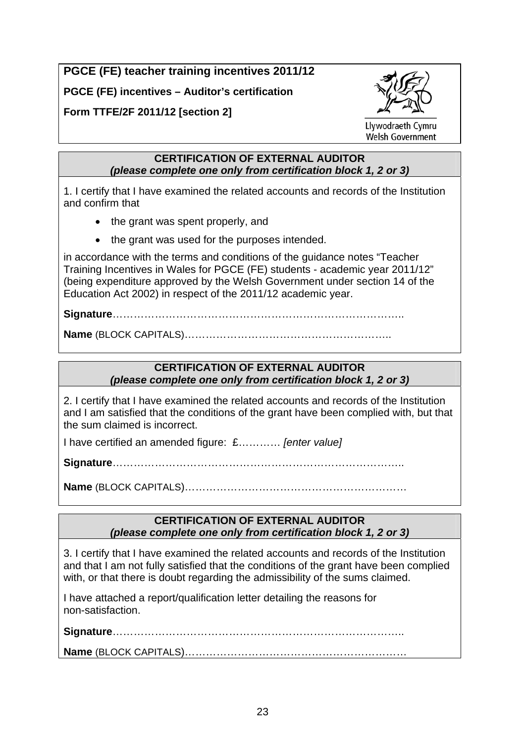**PGCE (FE) teacher training incentives 2011/12**

**PGCE (FE) incentives – Auditor's certification**

**Form TTFE/2F 2011/12 [section 2]**

Llywodraeth Cymru
Welsh Government

**CERTIFICATION OF EXTERNAL AUDITOR**
***(please complete one only from certification block 1, 2 or 3)***

1. I certify that I have examined the related accounts and records of the Institution and confirm that

- the grant was spent properly, and
- the grant was used for the purposes intended.

in accordance with the terms and conditions of the guidance notes "Teacher Training Incentives in Wales for PGCE (FE) students - academic year 2011/12" (being expenditure approved by the Welsh Government under section 14 of the Education Act 2002) in respect of the 2011/12 academic year.

**Signature**…………………………………………………………………………..

**Name** (BLOCK CAPITALS)……………………………………………………..

**CERTIFICATION OF EXTERNAL AUDITOR**
***(please complete one only from certification block 1, 2 or 3)***

2. I certify that I have examined the related accounts and records of the Institution and I am satisfied that the conditions of the grant have been complied with, but that the sum claimed is incorrect.

I have certified an amended figure: £………… *[enter value]*

**Signature**…………………………………………………………………………..

**Name** (BLOCK CAPITALS)………………………………………………………

**CERTIFICATION OF EXTERNAL AUDITOR**
***(please complete one only from certification block 1, 2 or 3)***

3. I certify that I have examined the related accounts and records of the Institution and that I am not fully satisfied that the conditions of the grant have been complied with, or that there is doubt regarding the admissibility of the sums claimed.

I have attached a report/qualification letter detailing the reasons for non-satisfaction.

**Signature**…………………………………………………………………………..

**Name** (BLOCK CAPITALS)………………………………………………………